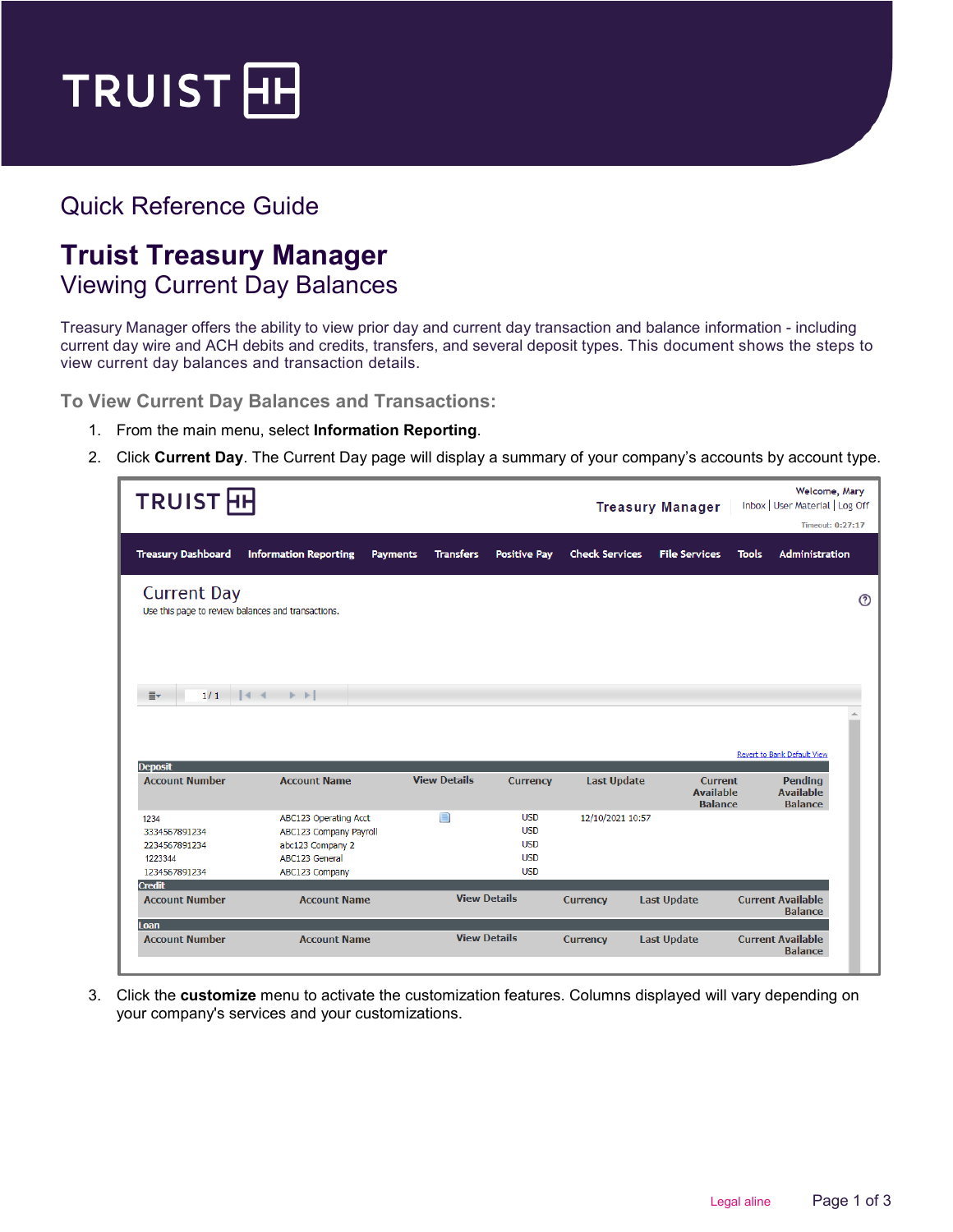Quick Reference Guide

# Truist Treasury Manager

## Viewing Current Day Balances

Treasury Manager offers the ability to view prior day and current day transaction and balance information - including current day wire and ACH debits and credits, transfers, and several deposit types. This document shows the steps to view current day balances and transaction details.

### To View Current Day Balances and Transactions:

1. From the main menu, select **Information Reporting**.
2. Click **Current Day**. The Current Day page will display a summary of your company's accounts by account type.
3. Click the **customize** menu to activate the customization features. Columns displayed will vary depending on your company's services and your customizations.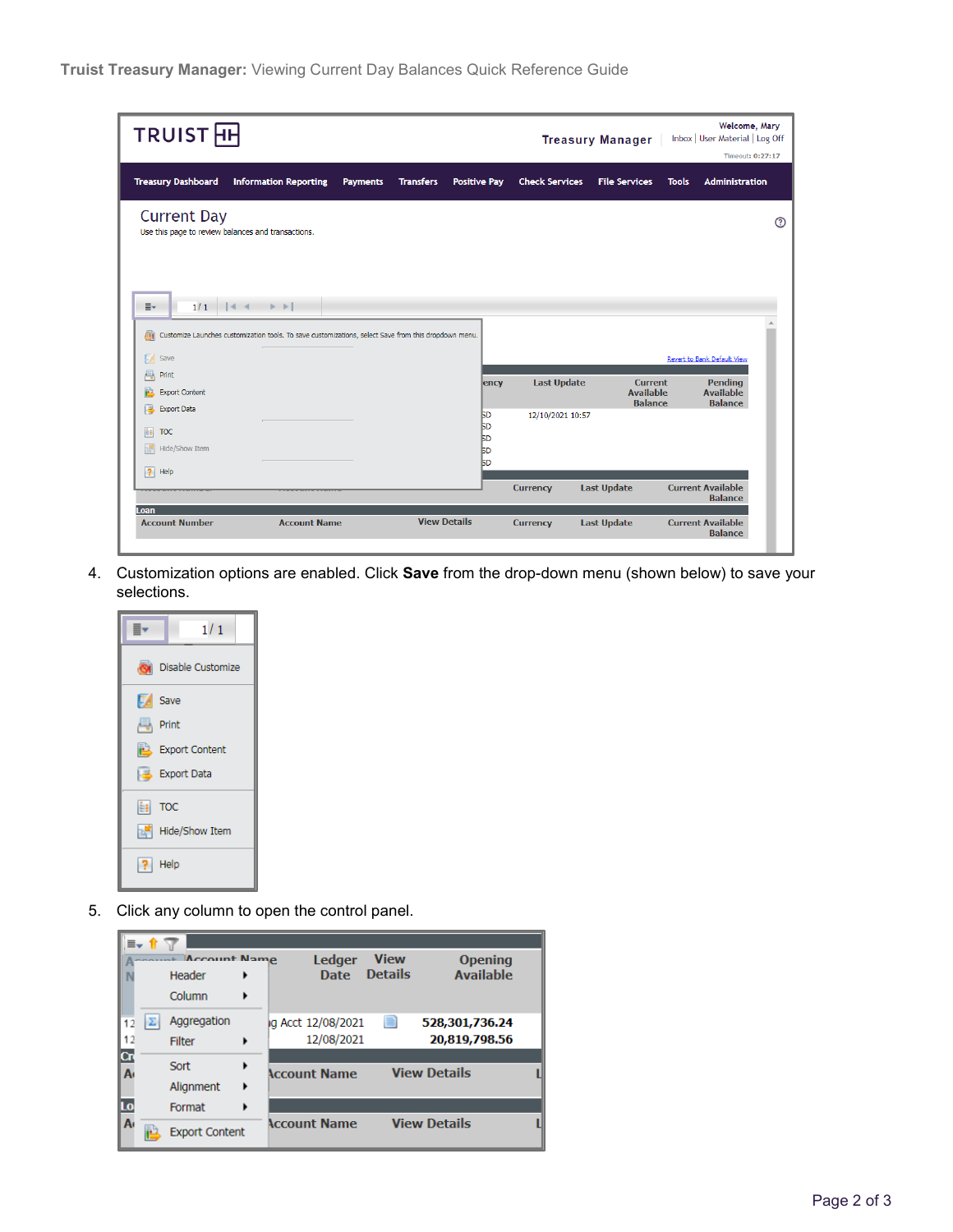4. Customization options are enabled. Click **Save** from the drop-down menu (shown below) to save your selections.

5. Click any column to open the control panel.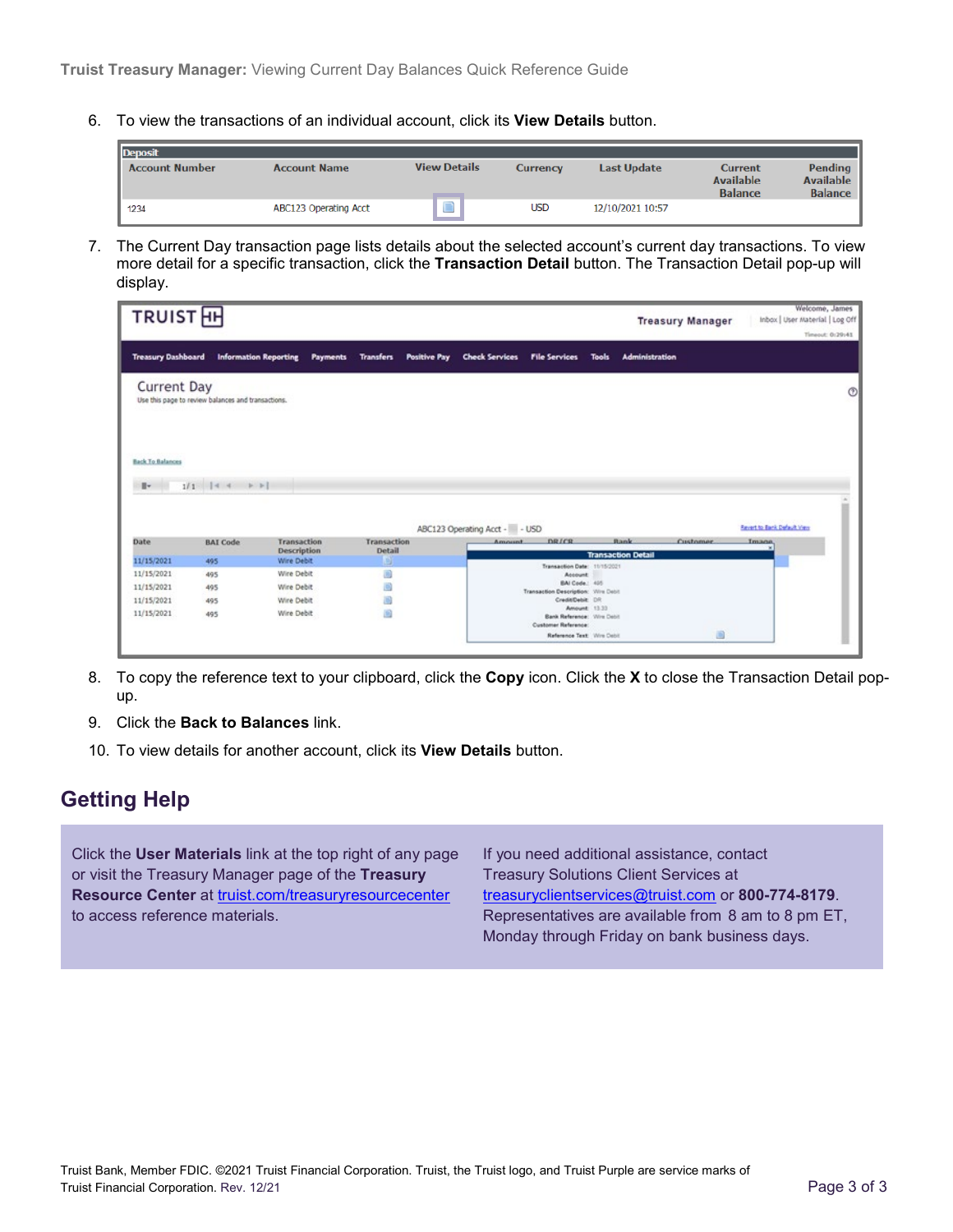6. To view the transactions of an individual account, click its **View Details** button.

| Deposit | | | | | | |
|---|---|---|---|---|---|---|
| Account Number | Account Name | View Details | Currency | Last Update | Current Available Balance | Pending Available Balance |
| 1234 | ABC123 Operating Acct | | USD | 12/10/2021 10:57 | | |

7. The Current Day transaction page lists details about the selected account's current day transactions. To view more detail for a specific transaction, click the **Transaction Detail** button. The Transaction Detail pop-up will display.

8. To copy the reference text to your clipboard, click the **Copy** icon. Click the **X** to close the Transaction Detail pop-up.
9. Click the **Back to Balances** link.
10. To view details for another account, click its **View Details** button.

## Getting Help

Click the **User Materials** link at the top right of any page or visit the Treasury Manager page of the **Treasury Resource Center** at truist.com/treasuryresourcecenter to access reference materials.

If you need additional assistance, contact Treasury Solutions Client Services at treasuryclientservices@truist.com or **800-774-8179**. Representatives are available from 8 am to 8 pm ET, Monday through Friday on bank business days.

Truist Bank, Member FDIC. ©2021 Truist Financial Corporation. Truist, the Truist logo, and Truist Purple are service marks of Truist Financial Corporation. Rev. 12/21